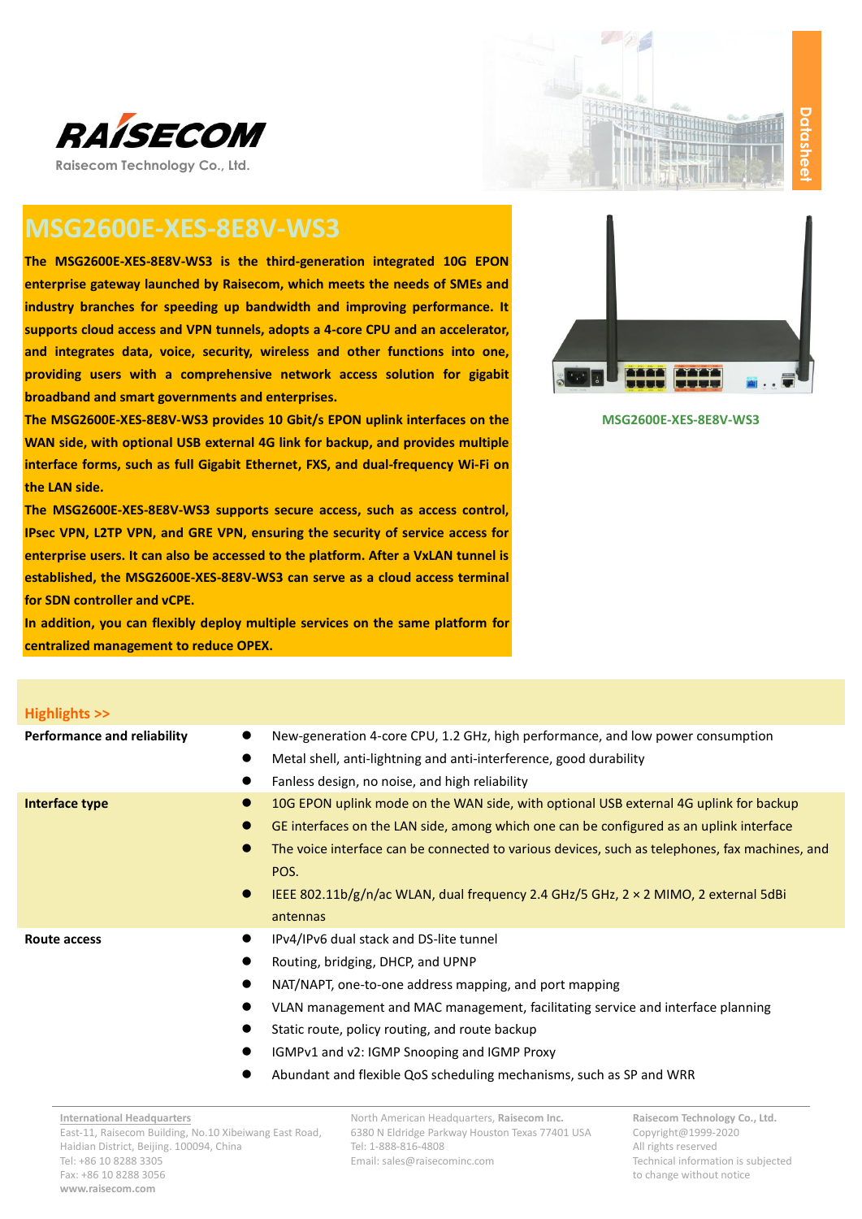**RAISECOM**

Raisecom Technology Co., Ltd.

Datasheet

# MSG2600E-XES-8E8V-WS3

**The MSG2600E-XES-8E8V-WS3 is the third-generation integrated 10G EPON enterprise gateway launched by Raisecom, which meets the needs of SMEs and industry branches for speeding up bandwidth and improving performance. It supports cloud access and VPN tunnels, adopts a 4-core CPU and an accelerator, and integrates data, voice, security, wireless and other functions into one, providing users with a comprehensive network access solution for gigabit broadband and smart governments and enterprises.**

**The MSG2600E-XES-8E8V-WS3 provides 10 Gbit/s EPON uplink interfaces on the WAN side, with optional USB external 4G link for backup, and provides multiple interface forms, such as full Gigabit Ethernet, FXS, and dual-frequency Wi-Fi on the LAN side.**

**The MSG2600E-XES-8E8V-WS3 supports secure access, such as access control, IPsec VPN, L2TP VPN, and GRE VPN, ensuring the security of service access for enterprise users. It can also be accessed to the platform. After a VxLAN tunnel is established, the MSG2600E-XES-8E8V-WS3 can serve as a cloud access terminal for SDN controller and vCPE.**

**In addition, you can flexibly deploy multiple services on the same platform for centralized management to reduce OPEX.**

MSG2600E-XES-8E8V-WS3

## Highlights >>

**Performance and reliability**

- New-generation 4-core CPU, 1.2 GHz, high performance, and low power consumption
- Metal shell, anti-lightning and anti-interference, good durability
- Fanless design, no noise, and high reliability

**Interface type**

- 10G EPON uplink mode on the WAN side, with optional USB external 4G uplink for backup
- GE interfaces on the LAN side, among which one can be configured as an uplink interface
- The voice interface can be connected to various devices, such as telephones, fax machines, and POS.
- IEEE 802.11b/g/n/ac WLAN, dual frequency 2.4 GHz/5 GHz, 2 × 2 MIMO, 2 external 5dBi antennas

**Route access**

- IPv4/IPv6 dual stack and DS-lite tunnel
- Routing, bridging, DHCP, and UPNP
- NAT/NAPT, one-to-one address mapping, and port mapping
- VLAN management and MAC management, facilitating service and interface planning
- Static route, policy routing, and route backup
- IGMPv1 and v2: IGMP Snooping and IGMP Proxy
- Abundant and flexible QoS scheduling mechanisms, such as SP and WRR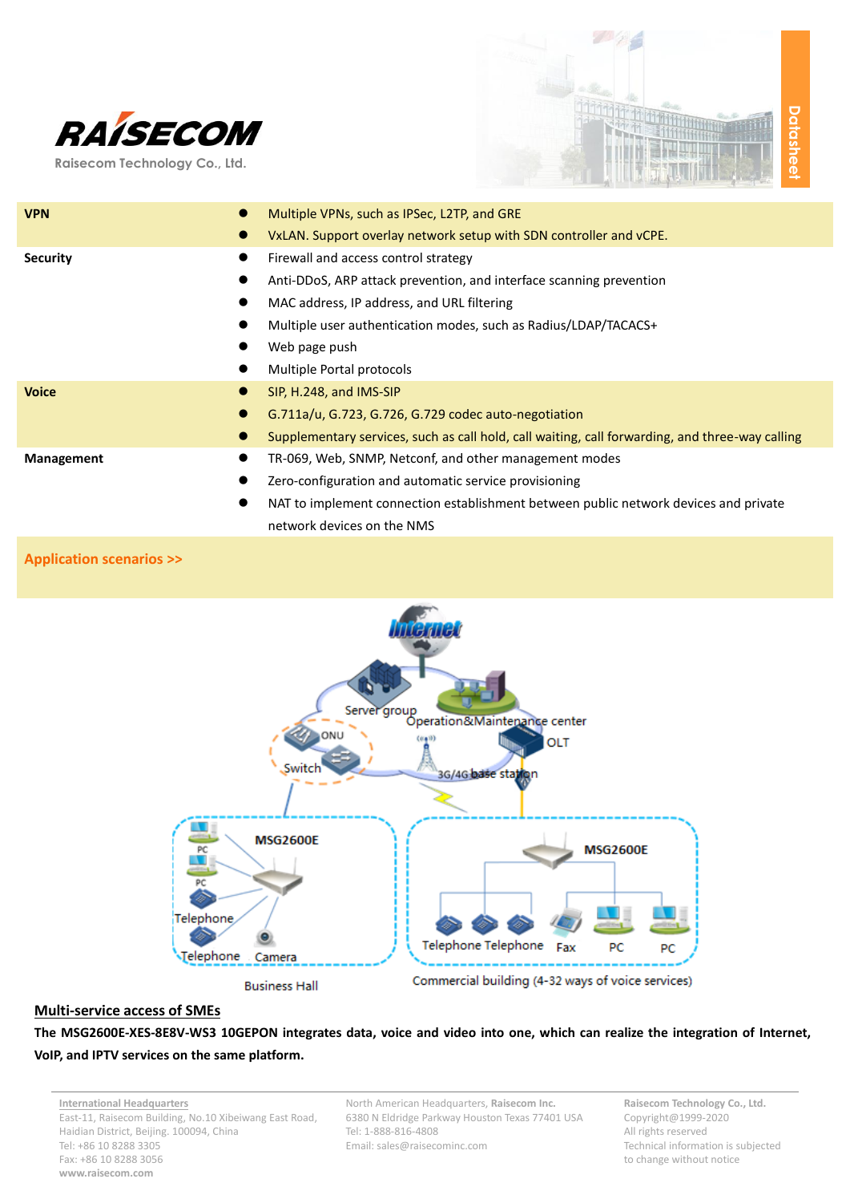| | |
|---|---|
| **VPN** | ● Multiple VPNs, such as IPSec, L2TP, and GRE<br>● VxLAN. Support overlay network setup with SDN controller and vCPE. |
| **Security** | ● Firewall and access control strategy<br>● Anti-DDoS, ARP attack prevention, and interface scanning prevention<br>● MAC address, IP address, and URL filtering<br>● Multiple user authentication modes, such as Radius/LDAP/TACACS+<br>● Web page push<br>● Multiple Portal protocols |
| **Voice** | ● SIP, H.248, and IMS-SIP<br>● G.711a/u, G.723, G.726, G.729 codec auto-negotiation<br>● Supplementary services, such as call hold, call waiting, call forwarding, and three-way calling |
| **Management** | ● TR-069, Web, SNMP, Netconf, and other management modes<br>● Zero-configuration and automatic service provisioning<br>● NAT to implement connection establishment between public network devices and private network devices on the NMS |

## Application scenarios >>

Business Hall

Commercial building (4-32 ways of voice services)

**Multi-service access of SMEs**

**The MSG2600E-XES-8E8V-WS3 10GEPON integrates data, voice and video into one, which can realize the integration of Internet, VoIP, and IPTV services on the same platform.**

International Headquarters
East-11, Raisecom Building, No.10 Xibeiwang East Road, Haidian District, Beijing. 100094, China
Tel: +86 10 8288 3305
Fax: +86 10 8288 3056
www.raisecom.com

North American Headquarters, **Raisecom Inc.**
6380 N Eldridge Parkway Houston Texas 77401 USA
Tel: 1-888-816-4808
Email: sales@raisecominc.com

**Raisecom Technology Co., Ltd.**
Copyright@1999-2020
All rights reserved
Technical information is subjected to change without notice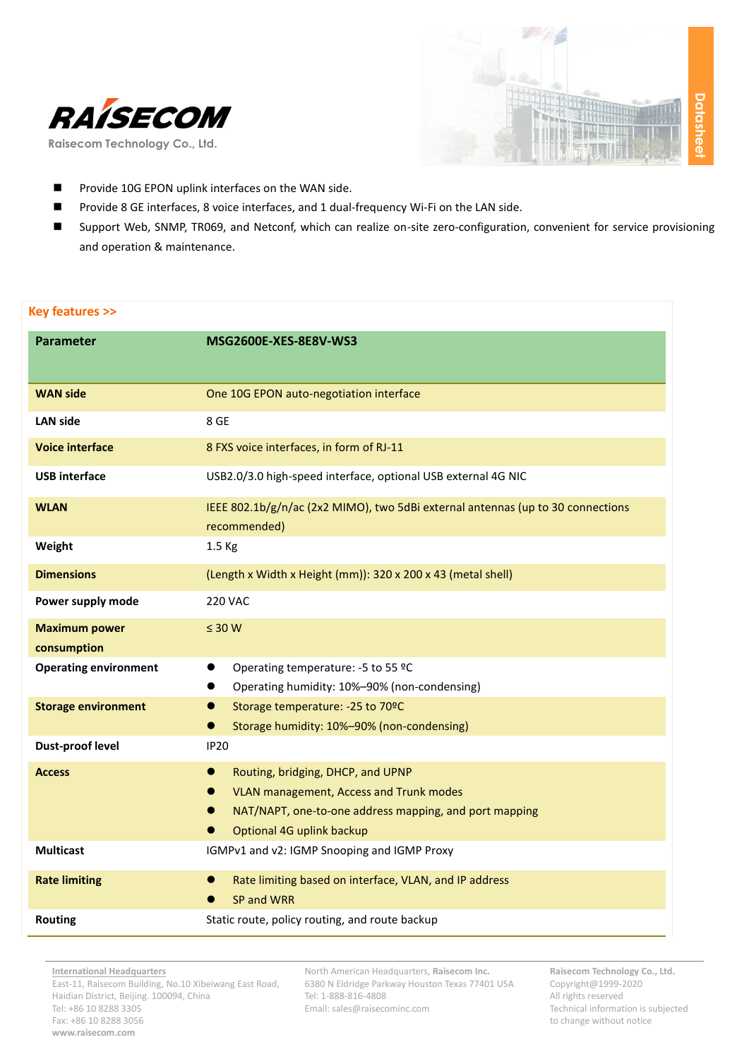- Provide 10G EPON uplink interfaces on the WAN side.
- Provide 8 GE interfaces, 8 voice interfaces, and 1 dual-frequency Wi-Fi on the LAN side.
- Support Web, SNMP, TR069, and Netconf, which can realize on-site zero-configuration, convenient for service provisioning and operation & maintenance.

## Key features >>

| Parameter | MSG2600E-XES-8E8V-WS3 |
|---|---|
| WAN side | One 10G EPON auto-negotiation interface |
| LAN side | 8 GE |
| Voice interface | 8 FXS voice interfaces, in form of RJ-11 |
| USB interface | USB2.0/3.0 high-speed interface, optional USB external 4G NIC |
| WLAN | IEEE 802.1b/g/n/ac (2x2 MIMO), two 5dBi external antennas (up to 30 connections recommended) |
| Weight | 1.5 Kg |
| Dimensions | (Length x Width x Height (mm)): 320 x 200 x 43 (metal shell) |
| Power supply mode | 220 VAC |
| Maximum power consumption | ≤ 30 W |
| Operating environment | ● Operating temperature: -5 to 55 ºC<br>● Operating humidity: 10%–90% (non-condensing) |
| Storage environment | ● Storage temperature: -25 to 70ºC<br>● Storage humidity: 10%–90% (non-condensing) |
| Dust-proof level | IP20 |
| Access | ● Routing, bridging, DHCP, and UPNP<br>● VLAN management, Access and Trunk modes<br>● NAT/NAPT, one-to-one address mapping, and port mapping<br>● Optional 4G uplink backup |
| Multicast | IGMPv1 and v2: IGMP Snooping and IGMP Proxy |
| Rate limiting | ● Rate limiting based on interface, VLAN, and IP address<br>● SP and WRR |
| Routing | Static route, policy routing, and route backup |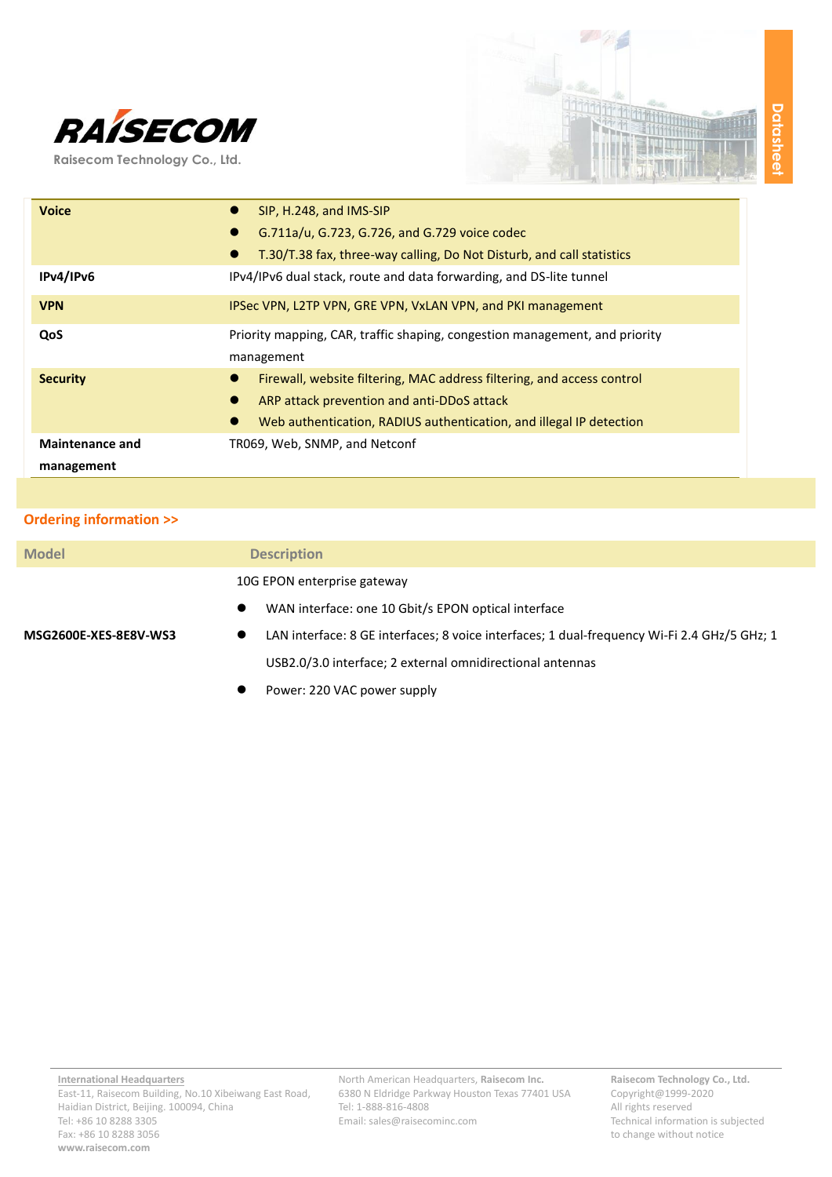| | |
|---|---|
| **Voice** | ● SIP, H.248, and IMS-SIP<br>● G.711a/u, G.723, G.726, and G.729 voice codec<br>● T.30/T.38 fax, three-way calling, Do Not Disturb, and call statistics |
| **IPv4/IPv6** | IPv4/IPv6 dual stack, route and data forwarding, and DS-lite tunnel |
| **VPN** | IPSec VPN, L2TP VPN, GRE VPN, VxLAN VPN, and PKI management |
| **QoS** | Priority mapping, CAR, traffic shaping, congestion management, and priority management |
| **Security** | ● Firewall, website filtering, MAC address filtering, and access control<br>● ARP attack prevention and anti-DDoS attack<br>● Web authentication, RADIUS authentication, and illegal IP detection |
| **Maintenance and management** | TR069, Web, SNMP, and Netconf |

## Ordering information >>

| Model | Description |
|---|---|
| **MSG2600E-XES-8E8V-WS3** | 10G EPON enterprise gateway<br>● WAN interface: one 10 Gbit/s EPON optical interface<br>● LAN interface: 8 GE interfaces; 8 voice interfaces; 1 dual-frequency Wi-Fi 2.4 GHz/5 GHz; 1 USB2.0/3.0 interface; 2 external omnidirectional antennas<br>● Power: 220 VAC power supply |